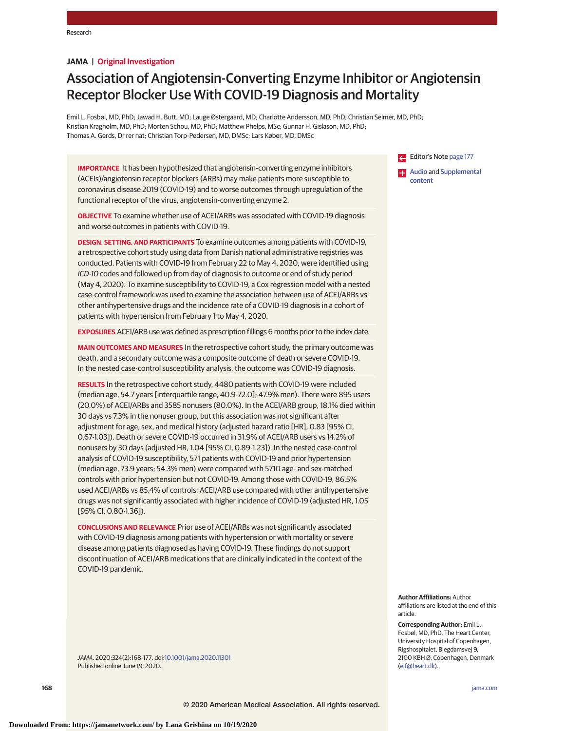JAMA | **Original Investigation**

# Association of Angiotensin-Converting Enzyme Inhibitor or Angiotensin Receptor Blocker Use With COVID-19 Diagnosis and Mortality

Emil L. Fosbøl, MD, PhD; Jawad H. Butt, MD; Lauge Østergaard, MD; Charlotte Andersson, MD, PhD; Christian Selmer, MD, PhD; Kristian Kragholm, MD, PhD; Morten Schou, MD, PhD; Matthew Phelps, MSc; Gunnar H. Gislason, MD, PhD; Thomas A. Gerds, Dr rer nat; Christian Torp-Pedersen, MD, DMSc; Lars Køber, MD, DMSc

Editor's Note page 177

Audio and Supplemental content

**IMPORTANCE** It has been hypothesized that angiotensin-converting enzyme inhibitors (ACEIs)/angiotensin receptor blockers (ARBs) may make patients more susceptible to coronavirus disease 2019 (COVID-19) and to worse outcomes through upregulation of the functional receptor of the virus, angiotensin-converting enzyme 2.

**OBJECTIVE** To examine whether use of ACEI/ARBs was associated with COVID-19 diagnosis and worse outcomes in patients with COVID-19.

**DESIGN, SETTING, AND PARTICIPANTS** To examine outcomes among patients with COVID-19, a retrospective cohort study using data from Danish national administrative registries was conducted. Patients with COVID-19 from February 22 to May 4, 2020, were identified using *ICD-10* codes and followed up from day of diagnosis to outcome or end of study period (May 4, 2020). To examine susceptibility to COVID-19, a Cox regression model with a nested case-control framework was used to examine the association between use of ACEI/ARBs vs other antihypertensive drugs and the incidence rate of a COVID-19 diagnosis in a cohort of patients with hypertension from February 1 to May 4, 2020.

**EXPOSURES** ACEI/ARB use was defined as prescription fillings 6 months prior to the index date.

**MAIN OUTCOMES AND MEASURES** In the retrospective cohort study, the primary outcome was death, and a secondary outcome was a composite outcome of death or severe COVID-19. In the nested case-control susceptibility analysis, the outcome was COVID-19 diagnosis.

**RESULTS** In the retrospective cohort study, 4480 patients with COVID-19 were included (median age, 54.7 years [interquartile range, 40.9-72.0]; 47.9% men). There were 895 users (20.0%) of ACEI/ARBs and 3585 nonusers (80.0%). In the ACEI/ARB group, 18.1% died within 30 days vs 7.3% in the nonuser group, but this association was not significant after adjustment for age, sex, and medical history (adjusted hazard ratio [HR], 0.83 [95% CI, 0.67-1.03]). Death or severe COVID-19 occurred in 31.9% of ACEI/ARB users vs 14.2% of nonusers by 30 days (adjusted HR, 1.04 [95% CI, 0.89-1.23]). In the nested case-control analysis of COVID-19 susceptibility, 571 patients with COVID-19 and prior hypertension (median age, 73.9 years; 54.3% men) were compared with 5710 age- and sex-matched controls with prior hypertension but not COVID-19. Among those with COVID-19, 86.5% used ACEI/ARBs vs 85.4% of controls; ACEI/ARB use compared with other antihypertensive drugs was not significantly associated with higher incidence of COVID-19 (adjusted HR, 1.05 [95% CI, 0.80-1.36]).

**CONCLUSIONS AND RELEVANCE** Prior use of ACEI/ARBs was not significantly associated with COVID-19 diagnosis among patients with hypertension or with mortality or severe disease among patients diagnosed as having COVID-19. These findings do not support discontinuation of ACEI/ARB medications that are clinically indicated in the context of the COVID-19 pandemic.

*JAMA*. 2020;324(2):168-177. doi:10.1001/jama.2020.11301
Published online June 19, 2020.

**Author Affiliations:** Author affiliations are listed at the end of this article.

**Corresponding Author:** Emil L. Fosbøl, MD, PhD, The Heart Center, University Hospital of Copenhagen, Rigshospitalet, Blegdamsvej 9, 2100 KBH Ø, Copenhagen, Denmark (elf@heart.dk).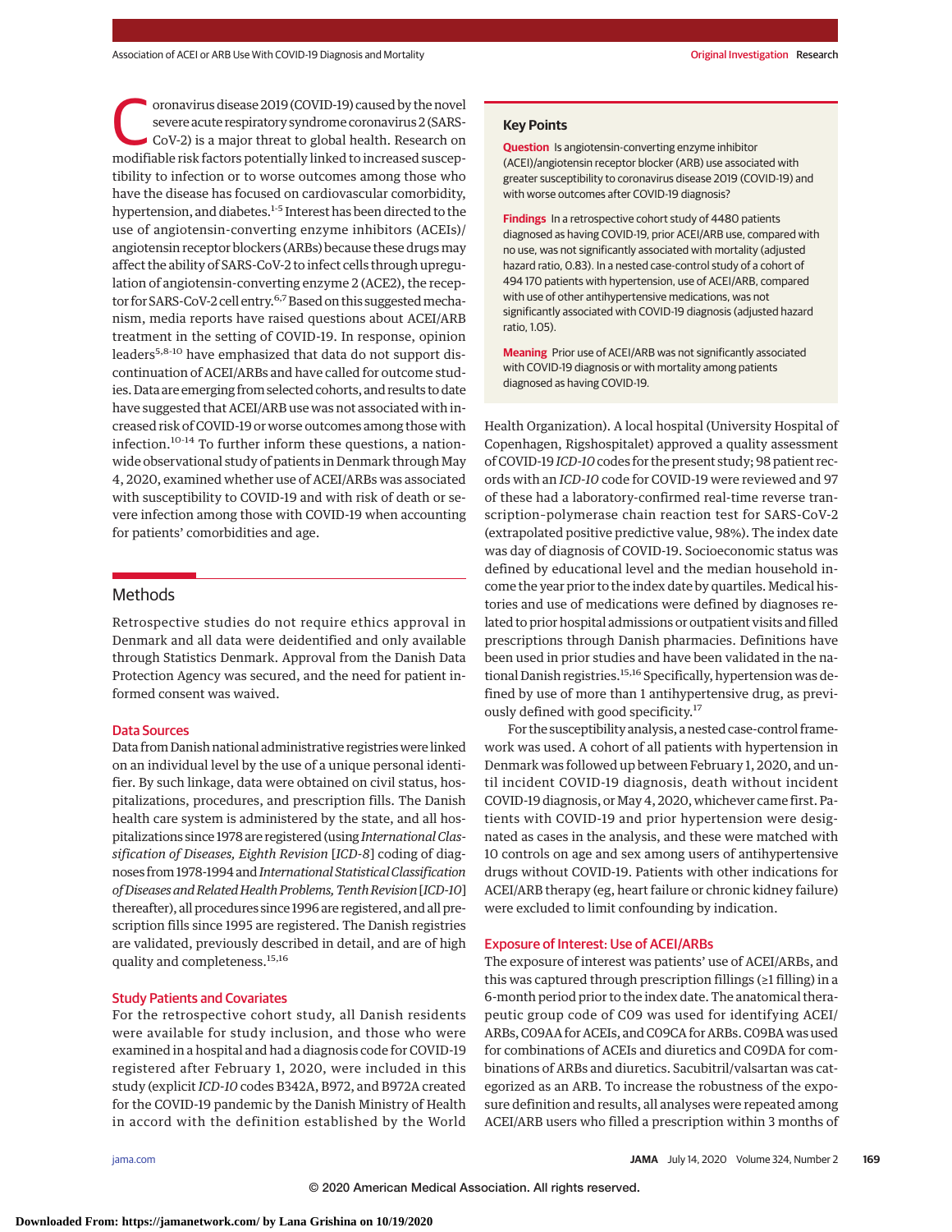Coronavirus disease 2019 (COVID-19) caused by the novel severe acute respiratory syndrome coronavirus 2 (SARS-CoV-2) is a major threat to global health. Research on modifiable risk factors potentially linked to increased susceptibility to infection or to worse outcomes among those who have the disease has focused on cardiovascular comorbidity, hypertension, and diabetes.[1-5] Interest has been directed to the use of angiotensin-converting enzyme inhibitors (ACEIs)/angiotensin receptor blockers (ARBs) because these drugs may affect the ability of SARS-CoV-2 to infect cells through upregulation of angiotensin-converting enzyme 2 (ACE2), the receptor for SARS-CoV-2 cell entry.[6,7] Based on this suggested mechanism, media reports have raised questions about ACEI/ARB treatment in the setting of COVID-19. In response, opinion leaders[5,8-10] have emphasized that data do not support discontinuation of ACEI/ARBs and have called for outcome studies. Data are emerging from selected cohorts, and results to date have suggested that ACEI/ARB use was not associated with increased risk of COVID-19 or worse outcomes among those with infection.[10-14] To further inform these questions, a nationwide observational study of patients in Denmark through May 4, 2020, examined whether use of ACEI/ARBs was associated with susceptibility to COVID-19 and with risk of death or severe infection among those with COVID-19 when accounting for patients' comorbidities and age.

## Key Points

**Question** Is angiotensin-converting enzyme inhibitor (ACEI)/angiotensin receptor blocker (ARB) use associated with greater susceptibility to coronavirus disease 2019 (COVID-19) and with worse outcomes after COVID-19 diagnosis?

**Findings** In a retrospective cohort study of 4480 patients diagnosed as having COVID-19, prior ACEI/ARB use, compared with no use, was not significantly associated with mortality (adjusted hazard ratio, 0.83). In a nested case-control study of a cohort of 494 170 patients with hypertension, use of ACEI/ARB, compared with use of other antihypertensive medications, was not significantly associated with COVID-19 diagnosis (adjusted hazard ratio, 1.05).

**Meaning** Prior use of ACEI/ARB was not significantly associated with COVID-19 diagnosis or with mortality among patients diagnosed as having COVID-19.

## Methods

Retrospective studies do not require ethics approval in Denmark and all data were deidentified and only available through Statistics Denmark. Approval from the Danish Data Protection Agency was secured, and the need for patient informed consent was waived.

### Data Sources

Data from Danish national administrative registries were linked on an individual level by the use of a unique personal identifier. By such linkage, data were obtained on civil status, hospitalizations, procedures, and prescription fills. The Danish health care system is administered by the state, and all hospitalizations since 1978 are registered (using *International Classification of Diseases, Eighth Revision* [*ICD-8*] coding of diagnoses from 1978-1994 and *International Statistical Classification of Diseases and Related Health Problems, Tenth Revision* [*ICD-10*] thereafter), all procedures since 1996 are registered, and all prescription fills since 1995 are registered. The Danish registries are validated, previously described in detail, and are of high quality and completeness.[15,16]

### Study Patients and Covariates

For the retrospective cohort study, all Danish residents were available for study inclusion, and those who were examined in a hospital and had a diagnosis code for COVID-19 registered after February 1, 2020, were included in this study (explicit *ICD-10* codes B342A, B972, and B972A created for the COVID-19 pandemic by the Danish Ministry of Health in accord with the definition established by the World Health Organization). A local hospital (University Hospital of Copenhagen, Rigshospitalet) approved a quality assessment of COVID-19 *ICD-10* codes for the present study; 98 patient records with an *ICD-10* code for COVID-19 were reviewed and 97 of these had a laboratory-confirmed real-time reverse transcription–polymerase chain reaction test for SARS-CoV-2 (extrapolated positive predictive value, 98%). The index date was day of diagnosis of COVID-19. Socioeconomic status was defined by educational level and the median household income the year prior to the index date by quartiles. Medical histories and use of medications were defined by diagnoses related to prior hospital admissions or outpatient visits and filled prescriptions through Danish pharmacies. Definitions have been used in prior studies and have been validated in the national Danish registries.[15,16] Specifically, hypertension was defined by use of more than 1 antihypertensive drug, as previously defined with good specificity.[17]

For the susceptibility analysis, a nested case-control framework was used. A cohort of all patients with hypertension in Denmark was followed up between February 1, 2020, and until incident COVID-19 diagnosis, death without incident COVID-19 diagnosis, or May 4, 2020, whichever came first. Patients with COVID-19 and prior hypertension were designated as cases in the analysis, and these were matched with 10 controls on age and sex among users of antihypertensive drugs without COVID-19. Patients with other indications for ACEI/ARB therapy (eg, heart failure or chronic kidney failure) were excluded to limit confounding by indication.

### Exposure of Interest: Use of ACEI/ARBs

The exposure of interest was patients' use of ACEI/ARBs, and this was captured through prescription fillings (≥1 filling) in a 6-month period prior to the index date. The anatomical therapeutic group code of C09 was used for identifying ACEI/ARBs, C09AA for ACEIs, and C09CA for ARBs. C09BA was used for combinations of ACEIs and diuretics and C09DA for combinations of ARBs and diuretics. Sacubitril/valsartan was categorized as an ARB. To increase the robustness of the exposure definition and results, all analyses were repeated among ACEI/ARB users who filled a prescription within 3 months of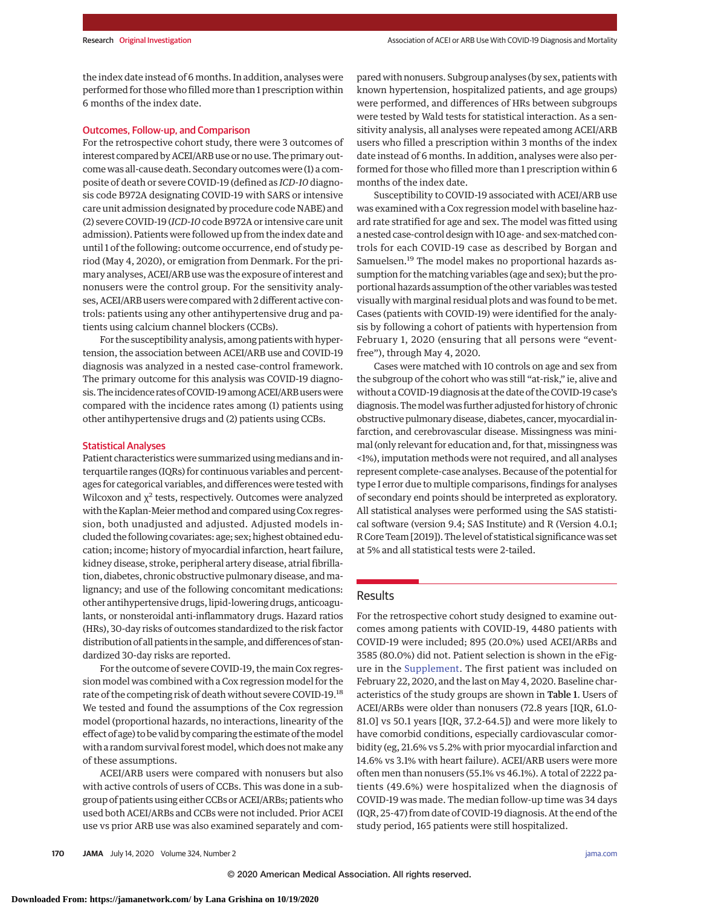the index date instead of 6 months. In addition, analyses were performed for those who filled more than 1 prescription within 6 months of the index date.

### Outcomes, Follow-up, and Comparison

For the retrospective cohort study, there were 3 outcomes of interest compared by ACEI/ARB use or no use. The primary outcome was all-cause death. Secondary outcomes were (1) a composite of death or severe COVID-19 (defined as *ICD-10* diagnosis code B972A designating COVID-19 with SARS or intensive care unit admission designated by procedure code NABE) and (2) severe COVID-19 (*ICD-10* code B972A or intensive care unit admission). Patients were followed up from the index date and until 1 of the following: outcome occurrence, end of study period (May 4, 2020), or emigration from Denmark. For the primary analyses, ACEI/ARB use was the exposure of interest and nonusers were the control group. For the sensitivity analyses, ACEI/ARB users were compared with 2 different active controls: patients using any other antihypertensive drug and patients using calcium channel blockers (CCBs).

For the susceptibility analysis, among patients with hypertension, the association between ACEI/ARB use and COVID-19 diagnosis was analyzed in a nested case-control framework. The primary outcome for this analysis was COVID-19 diagnosis. The incidence rates of COVID-19 among ACEI/ARB users were compared with the incidence rates among (1) patients using other antihypertensive drugs and (2) patients using CCBs.

### Statistical Analyses

Patient characteristics were summarized using medians and interquartile ranges (IQRs) for continuous variables and percentages for categorical variables, and differences were tested with Wilcoxon and $\chi^2$ tests, respectively. Outcomes were analyzed with the Kaplan-Meier method and compared using Cox regression, both unadjusted and adjusted. Adjusted models included the following covariates: age; sex; highest obtained education; income; history of myocardial infarction, heart failure, kidney disease, stroke, peripheral artery disease, atrial fibrillation, diabetes, chronic obstructive pulmonary disease, and malignancy; and use of the following concomitant medications: other antihypertensive drugs, lipid-lowering drugs, anticoagulants, or nonsteroidal anti-inflammatory drugs. Hazard ratios (HRs), 30-day risks of outcomes standardized to the risk factor distribution of all patients in the sample, and differences of standardized 30-day risks are reported.

For the outcome of severe COVID-19, the main Cox regression model was combined with a Cox regression model for the rate of the competing risk of death without severe COVID-19.[18] We tested and found the assumptions of the Cox regression model (proportional hazards, no interactions, linearity of the effect of age) to be valid by comparing the estimate of the model with a random survival forest model, which does not make any of these assumptions.

ACEI/ARB users were compared with nonusers but also with active controls of users of CCBs. This was done in a subgroup of patients using either CCBs or ACEI/ARBs; patients who used both ACEI/ARBs and CCBs were not included. Prior ACEI use vs prior ARB use was also examined separately and compared with nonusers. Subgroup analyses (by sex, patients with known hypertension, hospitalized patients, and age groups) were performed, and differences of HRs between subgroups were tested by Wald tests for statistical interaction. As a sensitivity analysis, all analyses were repeated among ACEI/ARB users who filled a prescription within 3 months of the index date instead of 6 months. In addition, analyses were also performed for those who filled more than 1 prescription within 6 months of the index date.

Susceptibility to COVID-19 associated with ACEI/ARB use was examined with a Cox regression model with baseline hazard rate stratified for age and sex. The model was fitted using a nested case-control design with 10 age- and sex-matched controls for each COVID-19 case as described by Borgan and Samuelsen.[19] The model makes no proportional hazards assumption for the matching variables (age and sex); but the proportional hazards assumption of the other variables was tested visually with marginal residual plots and was found to be met. Cases (patients with COVID-19) were identified for the analysis by following a cohort of patients with hypertension from February 1, 2020 (ensuring that all persons were "event-free"), through May 4, 2020.

Cases were matched with 10 controls on age and sex from the subgroup of the cohort who was still "at-risk," ie, alive and without a COVID-19 diagnosis at the date of the COVID-19 case's diagnosis. The model was further adjusted for history of chronic obstructive pulmonary disease, diabetes, cancer, myocardial infarction, and cerebrovascular disease. Missingness was minimal (only relevant for education and, for that, missingness was <1%), imputation methods were not required, and all analyses represent complete-case analyses. Because of the potential for type I error due to multiple comparisons, findings for analyses of secondary end points should be interpreted as exploratory. All statistical analyses were performed using the SAS statistical software (version 9.4; SAS Institute) and R (Version 4.0.1; R Core Team [2019]). The level of statistical significance was set at 5% and all statistical tests were 2-tailed.

## Results

For the retrospective cohort study designed to examine outcomes among patients with COVID-19, 4480 patients with COVID-19 were included; 895 (20.0%) used ACEI/ARBs and 3585 (80.0%) did not. Patient selection is shown in the eFigure in the Supplement. The first patient was included on February 22, 2020, and the last on May 4, 2020. Baseline characteristics of the study groups are shown in **Table 1**. Users of ACEI/ARBs were older than nonusers (72.8 years [IQR, 61.0-81.0] vs 50.1 years [IQR, 37.2-64.5]) and were more likely to have comorbid conditions, especially cardiovascular comorbidity (eg, 21.6% vs 5.2% with prior myocardial infarction and 14.6% vs 3.1% with heart failure). ACEI/ARB users were more often men than nonusers (55.1% vs 46.1%). A total of 2222 patients (49.6%) were hospitalized when the diagnosis of COVID-19 was made. The median follow-up time was 34 days (IQR, 25-47) from date of COVID-19 diagnosis. At the end of the study period, 165 patients were still hospitalized.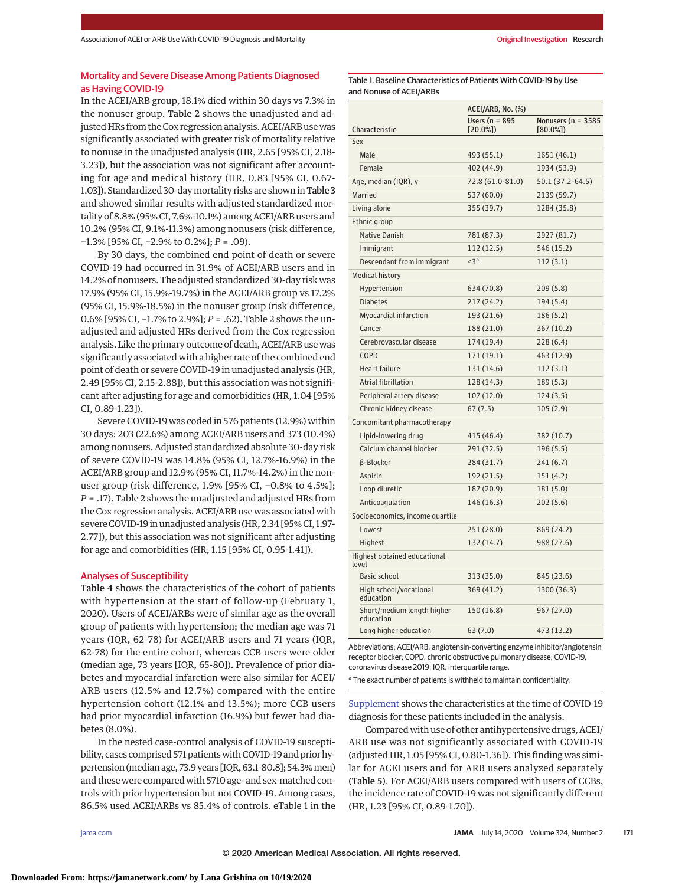### Mortality and Severe Disease Among Patients Diagnosed as Having COVID-19

In the ACEI/ARB group, 18.1% died within 30 days vs 7.3% in the nonuser group. **Table 2** shows the unadjusted and adjusted HRs from the Cox regression analysis. ACEI/ARB use was significantly associated with greater risk of mortality relative to nonuse in the unadjusted analysis (HR, 2.65 [95% CI, 2.18-3.23]), but the association was not significant after accounting for age and medical history (HR, 0.83 [95% CI, 0.67-1.03]). Standardized 30-day mortality risks are shown in **Table 3** and showed similar results with adjusted standardized mortality of 8.8% (95% CI, 7.6%-10.1%) among ACEI/ARB users and 10.2% (95% CI, 9.1%-11.3%) among nonusers (risk difference, −1.3% [95% CI, −2.9% to 0.2%]; *P* = .09).

By 30 days, the combined end point of death or severe COVID-19 had occurred in 31.9% of ACEI/ARB users and in 14.2% of nonusers. The adjusted standardized 30-day risk was 17.9% (95% CI, 15.9%-19.7%) in the ACEI/ARB group vs 17.2% (95% CI, 15.9%-18.5%) in the nonuser group (risk difference, 0.6% [95% CI, −1.7% to 2.9%]; *P* = .62). Table 2 shows the unadjusted and adjusted HRs derived from the Cox regression analysis. Like the primary outcome of death, ACEI/ARB use was significantly associated with a higher rate of the combined end point of death or severe COVID-19 in unadjusted analysis (HR, 2.49 [95% CI, 2.15-2.88]), but this association was not significant after adjusting for age and comorbidities (HR, 1.04 [95% CI, 0.89-1.23]).

Severe COVID-19 was coded in 576 patients (12.9%) within 30 days: 203 (22.6%) among ACEI/ARB users and 373 (10.4%) among nonusers. Adjusted standardized absolute 30-day risk of severe COVID-19 was 14.8% (95% CI, 12.7%-16.9%) in the ACEI/ARB group and 12.9% (95% CI, 11.7%-14.2%) in the nonuser group (risk difference, 1.9% [95% CI, −0.8% to 4.5%]; *P* = .17). Table 2 shows the unadjusted and adjusted HRs from the Cox regression analysis. ACEI/ARB use was associated with severe COVID-19 in unadjusted analysis (HR, 2.34 [95% CI, 1.97-2.77]), but this association was not significant after adjusting for age and comorbidities (HR, 1.15 [95% CI, 0.95-1.41]).

### Analyses of Susceptibility

**Table 4** shows the characteristics of the cohort of patients with hypertension at the start of follow-up (February 1, 2020). Users of ACEI/ARBs were of similar age as the overall group of patients with hypertension; the median age was 71 years (IQR, 62-78) for ACEI/ARB users and 71 years (IQR, 62-78) for the entire cohort, whereas CCB users were older (median age, 73 years [IQR, 65-80]). Prevalence of prior diabetes and myocardial infarction were also similar for ACEI/ARB users (12.5% and 12.7%) compared with the entire hypertension cohort (12.1% and 13.5%); more CCB users had prior myocardial infarction (16.9%) but fewer had diabetes (8.0%).

In the nested case-control analysis of COVID-19 susceptibility, cases comprised 571 patients with COVID-19 and prior hypertension (median age, 73.9 years [IQR, 63.1-80.8]; 54.3% men) and these were compared with 5710 age- and sex-matched controls with prior hypertension but not COVID-19. Among cases, 86.5% used ACEI/ARBs vs 85.4% of controls. eTable 1 in the Supplement shows the characteristics at the time of COVID-19 diagnosis for these patients included in the analysis.

Compared with use of other antihypertensive drugs, ACEI/ARB use was not significantly associated with COVID-19 (adjusted HR, 1.05 [95% CI, 0.80-1.36]). This finding was similar for ACEI users and for ARB users analyzed separately (**Table 5**). For ACEI/ARB users compared with users of CCBs, the incidence rate of COVID-19 was not significantly different (HR, 1.23 [95% CI, 0.89-1.70]).

**Table 1. Baseline Characteristics of Patients With COVID-19 by Use and Nonuse of ACEI/ARBs**

| Characteristic | ACEI/ARB, No. (%) Users (n = 895 [20.0%]) | Nonusers (n = 3585 [80.0%]) |
|---|---|---|
| **Sex** | | |
| Male | 493 (55.1) | 1651 (46.1) |
| Female | 402 (44.9) | 1934 (53.9) |
| Age, median (IQR), y | 72.8 (61.0-81.0) | 50.1 (37.2-64.5) |
| Married | 537 (60.0) | 2139 (59.7) |
| Living alone | 355 (39.7) | 1284 (35.8) |
| **Ethnic group** | | |
| Native Danish | 781 (87.3) | 2927 (81.7) |
| Immigrant | 112 (12.5) | 546 (15.2) |
| Descendant from immigrant | <3[a] | 112 (3.1) |
| **Medical history** | | |
| Hypertension | 634 (70.8) | 209 (5.8) |
| Diabetes | 217 (24.2) | 194 (5.4) |
| Myocardial infarction | 193 (21.6) | 186 (5.2) |
| Cancer | 188 (21.0) | 367 (10.2) |
| Cerebrovascular disease | 174 (19.4) | 228 (6.4) |
| COPD | 171 (19.1) | 463 (12.9) |
| Heart failure | 131 (14.6) | 112 (3.1) |
| Atrial fibrillation | 128 (14.3) | 189 (5.3) |
| Peripheral artery disease | 107 (12.0) | 124 (3.5) |
| Chronic kidney disease | 67 (7.5) | 105 (2.9) |
| **Concomitant pharmacotherapy** | | |
| Lipid-lowering drug | 415 (46.4) | 382 (10.7) |
| Calcium channel blocker | 291 (32.5) | 196 (5.5) |
| β-Blocker | 284 (31.7) | 241 (6.7) |
| Aspirin | 192 (21.5) | 151 (4.2) |
| Loop diuretic | 187 (20.9) | 181 (5.0) |
| Anticoagulation | 146 (16.3) | 202 (5.6) |
| **Socioeconomics, income quartile** | | |
| Lowest | 251 (28.0) | 869 (24.2) |
| Highest | 132 (14.7) | 988 (27.6) |
| **Highest obtained educational level** | | |
| Basic school | 313 (35.0) | 845 (23.6) |
| High school/vocational education | 369 (41.2) | 1300 (36.3) |
| Short/medium length higher education | 150 (16.8) | 967 (27.0) |
| Long higher education | 63 (7.0) | 473 (13.2) |

Abbreviations: ACEI/ARB, angiotensin-converting enzyme inhibitor/angiotensin receptor blocker; COPD, chronic obstructive pulmonary disease; COVID-19, coronavirus disease 2019; IQR, interquartile range.

[a] The exact number of patients is withheld to maintain confidentiality.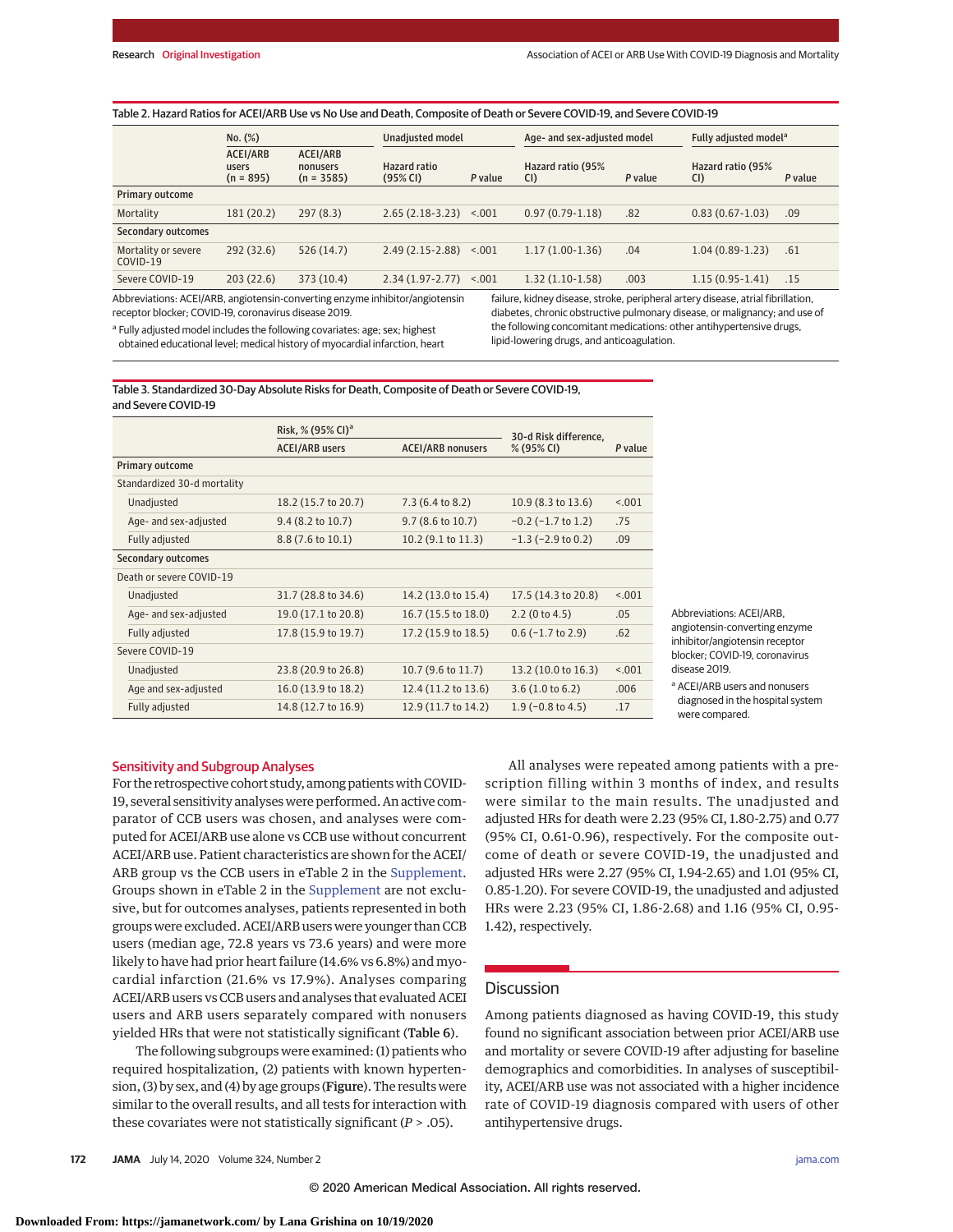Table 2. Hazard Ratios for ACEI/ARB Use vs No Use and Death, Composite of Death or Severe COVID-19, and Severe COVID-19

| | No. (%) | | Unadjusted model | | Age- and sex-adjusted model | | Fully adjusted model[a] | |
|---|---|---|---|---|---|---|---|---|
| | ACEI/ARB users (n = 895) | ACEI/ARB nonusers (n = 3585) | Hazard ratio (95% CI) | P value | Hazard ratio (95% CI) | P value | Hazard ratio (95% CI) | P value |
| **Primary outcome** | | | | | | | | |
| Mortality | 181 (20.2) | 297 (8.3) | 2.65 (2.18-3.23) | <.001 | 0.97 (0.79-1.18) | .82 | 0.83 (0.67-1.03) | .09 |
| **Secondary outcomes** | | | | | | | | |
| Mortality or severe COVID-19 | 292 (32.6) | 526 (14.7) | 2.49 (2.15-2.88) | <.001 | 1.17 (1.00-1.36) | .04 | 1.04 (0.89-1.23) | .61 |
| Severe COVID-19 | 203 (22.6) | 373 (10.4) | 2.34 (1.97-2.77) | <.001 | 1.32 (1.10-1.58) | .003 | 1.15 (0.95-1.41) | .15 |

Abbreviations: ACEI/ARB, angiotensin-converting enzyme inhibitor/angiotensin receptor blocker; COVID-19, coronavirus disease 2019.

[a] Fully adjusted model includes the following covariates: age; sex; highest obtained educational level; medical history of myocardial infarction, heart failure, kidney disease, stroke, peripheral artery disease, atrial fibrillation, diabetes, chronic obstructive pulmonary disease, or malignancy; and use of the following concomitant medications: other antihypertensive drugs, lipid-lowering drugs, and anticoagulation.

Table 3. Standardized 30-Day Absolute Risks for Death, Composite of Death or Severe COVID-19, and Severe COVID-19

| | Risk, % (95% CI)[a] | | 30-d Risk difference, % (95% CI) | P value |
|---|---|---|---|---|
| | ACEI/ARB users | ACEI/ARB nonusers | | |
| **Primary outcome** | | | | |
| Standardized 30-d mortality | | | | |
| Unadjusted | 18.2 (15.7 to 20.7) | 7.3 (6.4 to 8.2) | 10.9 (8.3 to 13.6) | <.001 |
| Age- and sex-adjusted | 9.4 (8.2 to 10.7) | 9.7 (8.6 to 10.7) | −0.2 (−1.7 to 1.2) | .75 |
| Fully adjusted | 8.8 (7.6 to 10.1) | 10.2 (9.1 to 11.3) | −1.3 (−2.9 to 0.2) | .09 |
| **Secondary outcomes** | | | | |
| Death or severe COVID-19 | | | | |
| Unadjusted | 31.7 (28.8 to 34.6) | 14.2 (13.0 to 15.4) | 17.5 (14.3 to 20.8) | <.001 |
| Age- and sex-adjusted | 19.0 (17.1 to 20.8) | 16.7 (15.5 to 18.0) | 2.2 (0 to 4.5) | .05 |
| Fully adjusted | 17.8 (15.9 to 19.7) | 17.2 (15.9 to 18.5) | 0.6 (−1.7 to 2.9) | .62 |
| Severe COVID-19 | | | | |
| Unadjusted | 23.8 (20.9 to 26.8) | 10.7 (9.6 to 11.7) | 13.2 (10.0 to 16.3) | <.001 |
| Age and sex-adjusted | 16.0 (13.9 to 18.2) | 12.4 (11.2 to 13.6) | 3.6 (1.0 to 6.2) | .006 |
| Fully adjusted | 14.8 (12.7 to 16.9) | 12.9 (11.7 to 14.2) | 1.9 (−0.8 to 4.5) | .17 |

Abbreviations: ACEI/ARB, angiotensin-converting enzyme inhibitor/angiotensin receptor blocker; COVID-19, coronavirus disease 2019.

[a] ACEI/ARB users and nonusers diagnosed in the hospital system were compared.

### Sensitivity and Subgroup Analyses

For the retrospective cohort study, among patients with COVID-19, several sensitivity analyses were performed. An active comparator of CCB users was chosen, and analyses were computed for ACEI/ARB use alone vs CCB use without concurrent ACEI/ARB use. Patient characteristics are shown for the ACEI/ARB group vs the CCB users in eTable 2 in the Supplement. Groups shown in eTable 2 in the Supplement are not exclusive, but for outcomes analyses, patients represented in both groups were excluded. ACEI/ARB users were younger than CCB users (median age, 72.8 years vs 73.6 years) and were more likely to have had prior heart failure (14.6% vs 6.8%) and myocardial infarction (21.6% vs 17.9%). Analyses comparing ACEI/ARB users vs CCB users and analyses that evaluated ACEI users and ARB users separately compared with nonusers yielded HRs that were not statistically significant (**Table 6**).

The following subgroups were examined: (1) patients who required hospitalization, (2) patients with known hypertension, (3) by sex, and (4) by age groups (**Figure**). The results were similar to the overall results, and all tests for interaction with these covariates were not statistically significant (*P* > .05).

All analyses were repeated among patients with a prescription filling within 3 months of index, and results were similar to the main results. The unadjusted and adjusted HRs for death were 2.23 (95% CI, 1.80-2.75) and 0.77 (95% CI, 0.61-0.96), respectively. For the composite outcome of death or severe COVID-19, the unadjusted and adjusted HRs were 2.27 (95% CI, 1.94-2.65) and 1.01 (95% CI, 0.85-1.20). For severe COVID-19, the unadjusted and adjusted HRs were 2.23 (95% CI, 1.86-2.68) and 1.16 (95% CI, 0.95-1.42), respectively.

## Discussion

Among patients diagnosed as having COVID-19, this study found no significant association between prior ACEI/ARB use and mortality or severe COVID-19 after adjusting for baseline demographics and comorbidities. In analyses of susceptibility, ACEI/ARB use was not associated with a higher incidence rate of COVID-19 diagnosis compared with users of other antihypertensive drugs.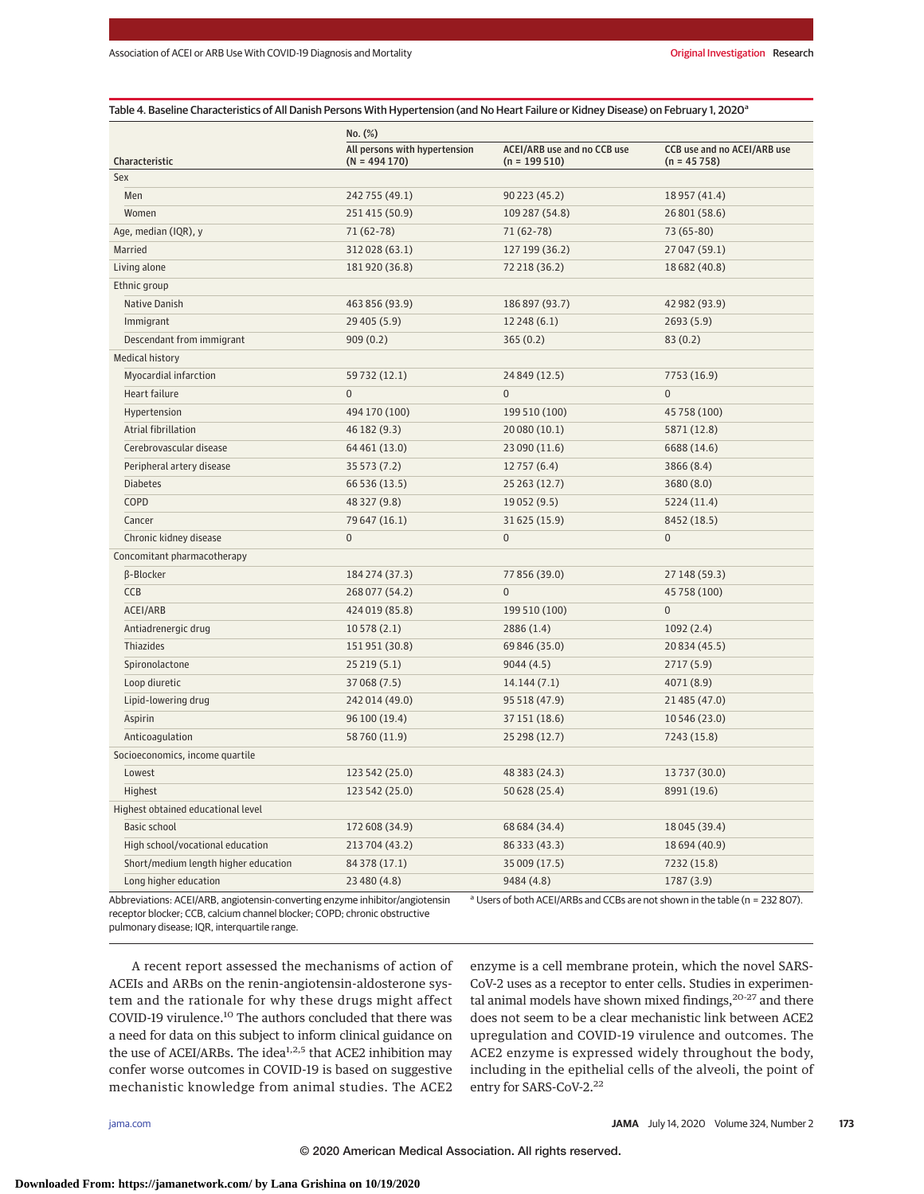Table 4. Baseline Characteristics of All Danish Persons With Hypertension (and No Heart Failure or Kidney Disease) on February 1, 2020[a]

| Characteristic | No. (%) | | |
|---|---|---|---|
| | All persons with hypertension (N = 494 170) | ACEI/ARB use and no CCB use (n = 199 510) | CCB use and no ACEI/ARB use (n = 45 758) |
| Sex | | | |
| Men | 242 755 (49.1) | 90 223 (45.2) | 18 957 (41.4) |
| Women | 251 415 (50.9) | 109 287 (54.8) | 26 801 (58.6) |
| Age, median (IQR), y | 71 (62-78) | 71 (62-78) | 73 (65-80) |
| Married | 312 028 (63.1) | 127 199 (36.2) | 27 047 (59.1) |
| Living alone | 181 920 (36.8) | 72 218 (36.2) | 18 682 (40.8) |
| Ethnic group | | | |
| Native Danish | 463 856 (93.9) | 186 897 (93.7) | 42 982 (93.9) |
| Immigrant | 29 405 (5.9) | 12 248 (6.1) | 2693 (5.9) |
| Descendant from immigrant | 909 (0.2) | 365 (0.2) | 83 (0.2) |
| Medical history | | | |
| Myocardial infarction | 59 732 (12.1) | 24 849 (12.5) | 7753 (16.9) |
| Heart failure | 0 | 0 | 0 |
| Hypertension | 494 170 (100) | 199 510 (100) | 45 758 (100) |
| Atrial fibrillation | 46 182 (9.3) | 20 080 (10.1) | 5871 (12.8) |
| Cerebrovascular disease | 64 461 (13.0) | 23 090 (11.6) | 6688 (14.6) |
| Peripheral artery disease | 35 573 (7.2) | 12 757 (6.4) | 3866 (8.4) |
| Diabetes | 66 536 (13.5) | 25 263 (12.7) | 3680 (8.0) |
| COPD | 48 327 (9.8) | 19 052 (9.5) | 5224 (11.4) |
| Cancer | 79 647 (16.1) | 31 625 (15.9) | 8452 (18.5) |
| Chronic kidney disease | 0 | 0 | 0 |
| Concomitant pharmacotherapy | | | |
| β-Blocker | 184 274 (37.3) | 77 856 (39.0) | 27 148 (59.3) |
| CCB | 268 077 (54.2) | 0 | 45 758 (100) |
| ACEI/ARB | 424 019 (85.8) | 199 510 (100) | 0 |
| Antiadrenergic drug | 10 578 (2.1) | 2886 (1.4) | 1092 (2.4) |
| Thiazides | 151 951 (30.8) | 69 846 (35.0) | 20 834 (45.5) |
| Spironolactone | 25 219 (5.1) | 9044 (4.5) | 2717 (5.9) |
| Loop diuretic | 37 068 (7.5) | 14.144 (7.1) | 4071 (8.9) |
| Lipid-lowering drug | 242 014 (49.0) | 95 518 (47.9) | 21 485 (47.0) |
| Aspirin | 96 100 (19.4) | 37 151 (18.6) | 10 546 (23.0) |
| Anticoagulation | 58 760 (11.9) | 25 298 (12.7) | 7243 (15.8) |
| Socioeconomics, income quartile | | | |
| Lowest | 123 542 (25.0) | 48 383 (24.3) | 13 737 (30.0) |
| Highest | 123 542 (25.0) | 50 628 (25.4) | 8991 (19.6) |
| Highest obtained educational level | | | |
| Basic school | 172 608 (34.9) | 68 684 (34.4) | 18 045 (39.4) |
| High school/vocational education | 213 704 (43.2) | 86 333 (43.3) | 18 694 (40.9) |
| Short/medium length higher education | 84 378 (17.1) | 35 009 (17.5) | 7232 (15.8) |
| Long higher education | 23 480 (4.8) | 9484 (4.8) | 1787 (3.9) |

Abbreviations: ACEI/ARB, angiotensin-converting enzyme inhibitor/angiotensin receptor blocker; CCB, calcium channel blocker; COPD; chronic obstructive pulmonary disease; IQR, interquartile range.

[a] Users of both ACEI/ARBs and CCBs are not shown in the table (n = 232 807).

A recent report assessed the mechanisms of action of ACEIs and ARBs on the renin-angiotensin-aldosterone system and the rationale for why these drugs might affect COVID-19 virulence.[10] The authors concluded that there was a need for data on this subject to inform clinical guidance on the use of ACEI/ARBs. The idea[1,2,5] that ACE2 inhibition may confer worse outcomes in COVID-19 is based on suggestive mechanistic knowledge from animal studies. The ACE2 enzyme is a cell membrane protein, which the novel SARS-CoV-2 uses as a receptor to enter cells. Studies in experimental animal models have shown mixed findings,[20-27] and there does not seem to be a clear mechanistic link between ACE2 upregulation and COVID-19 virulence and outcomes. The ACE2 enzyme is expressed widely throughout the body, including in the epithelial cells of the alveoli, the point of entry for SARS-CoV-2.[22]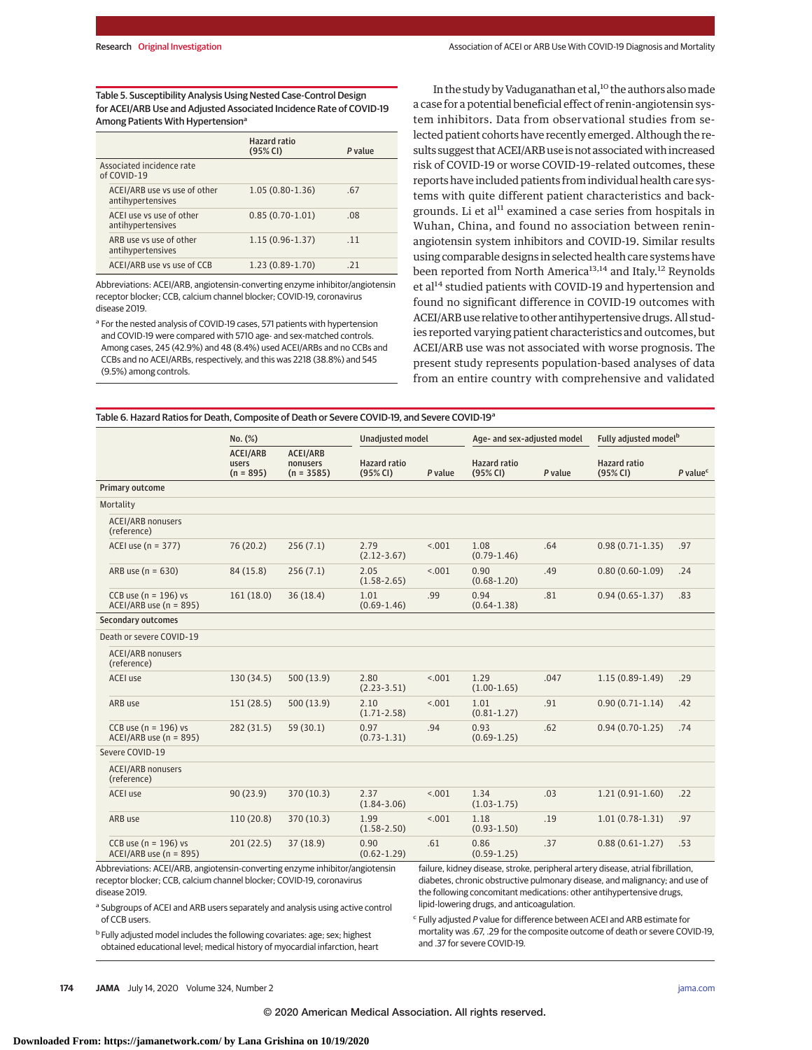Table 5. Susceptibility Analysis Using Nested Case-Control Design for ACEI/ARB Use and Adjusted Associated Incidence Rate of COVID-19 Among Patients With Hypertension[a]

| | Hazard ratio (95% CI) | P value |
|---|---|---|
| Associated incidence rate of COVID-19 | | |
| ACEI/ARB use vs use of other antihypertensives | 1.05 (0.80-1.36) | .67 |
| ACEI use vs use of other antihypertensives | 0.85 (0.70-1.01) | .08 |
| ARB use vs use of other antihypertensives | 1.15 (0.96-1.37) | .11 |
| ACEI/ARB use vs use of CCB | 1.23 (0.89-1.70) | .21 |

Abbreviations: ACEI/ARB, angiotensin-converting enzyme inhibitor/angiotensin receptor blocker; CCB, calcium channel blocker; COVID-19, coronavirus disease 2019.

[a] For the nested analysis of COVID-19 cases, 571 patients with hypertension and COVID-19 were compared with 5710 age- and sex-matched controls. Among cases, 245 (42.9%) and 48 (8.4%) used ACEI/ARBs and no CCBs and CCBs and no ACEI/ARBs, respectively, and this was 2218 (38.8%) and 545 (9.5%) among controls.

In the study by Vaduganathan et al,[10] the authors also made a case for a potential beneficial effect of renin-angiotensin system inhibitors. Data from observational studies from selected patient cohorts have recently emerged. Although the results suggest that ACEI/ARB use is not associated with increased risk of COVID-19 or worse COVID-19–related outcomes, these reports have included patients from individual health care systems with quite different patient characteristics and backgrounds. Li et al[11] examined a case series from hospitals in Wuhan, China, and found no association between renin-angiotensin system inhibitors and COVID-19. Similar results using comparable designs in selected health care systems have been reported from North America[13,14] and Italy.[12] Reynolds et al[14] studied patients with COVID-19 and hypertension and found no significant difference in COVID-19 outcomes with ACEI/ARB use relative to other antihypertensive drugs. All studies reported varying patient characteristics and outcomes, but ACEI/ARB use was not associated with worse prognosis. The present study represents population-based analyses of data from an entire country with comprehensive and validated

Table 6. Hazard Ratios for Death, Composite of Death or Severe COVID-19, and Severe COVID-19[a]

| | No. (%) | | Unadjusted model | | Age- and sex-adjusted model | | Fully adjusted model[b] | |
|---|---|---|---|---|---|---|---|---|
| | ACEI/ARB users (n = 895) | ACEI/ARB nonusers (n = 3585) | Hazard ratio (95% CI) | P value | Hazard ratio (95% CI) | P value | Hazard ratio (95% CI) | P value[c] |
| **Primary outcome** | | | | | | | | |
| Mortality | | | | | | | | |
| ACEI/ARB nonusers (reference) | | | | | | | | |
| ACEI use (n = 377) | 76 (20.2) | 256 (7.1) | 2.79 (2.12-3.67) | <.001 | 1.08 (0.79-1.46) | .64 | 0.98 (0.71-1.35) | .97 |
| ARB use (n = 630) | 84 (15.8) | 256 (7.1) | 2.05 (1.58-2.65) | <.001 | 0.90 (0.68-1.20) | .49 | 0.80 (0.60-1.09) | .24 |
| CCB use (n = 196) vs ACEI/ARB use (n = 895) | 161 (18.0) | 36 (18.4) | 1.01 (0.69-1.46) | .99 | 0.94 (0.64-1.38) | .81 | 0.94 (0.65-1.37) | .83 |
| **Secondary outcomes** | | | | | | | | |
| Death or severe COVID-19 | | | | | | | | |
| ACEI/ARB nonusers (reference) | | | | | | | | |
| ACEI use | 130 (34.5) | 500 (13.9) | 2.80 (2.23-3.51) | <.001 | 1.29 (1.00-1.65) | .047 | 1.15 (0.89-1.49) | .29 |
| ARB use | 151 (28.5) | 500 (13.9) | 2.10 (1.71-2.58) | <.001 | 1.01 (0.81-1.27) | .91 | 0.90 (0.71-1.14) | .42 |
| CCB use (n = 196) vs ACEI/ARB use (n = 895) | 282 (31.5) | 59 (30.1) | 0.97 (0.73-1.31) | .94 | 0.93 (0.69-1.25) | .62 | 0.94 (0.70-1.25) | .74 |
| Severe COVID-19 | | | | | | | | |
| ACEI/ARB nonusers (reference) | | | | | | | | |
| ACEI use | 90 (23.9) | 370 (10.3) | 2.37 (1.84-3.06) | <.001 | 1.34 (1.03-1.75) | .03 | 1.21 (0.91-1.60) | .22 |
| ARB use | 110 (20.8) | 370 (10.3) | 1.99 (1.58-2.50) | <.001 | 1.18 (0.93-1.50) | .19 | 1.01 (0.78-1.31) | .97 |
| CCB use (n = 196) vs ACEI/ARB use (n = 895) | 201 (22.5) | 37 (18.9) | 0.90 (0.62-1.29) | .61 | 0.86 (0.59-1.25) | .37 | 0.88 (0.61-1.27) | .53 |

Abbreviations: ACEI/ARB, angiotensin-converting enzyme inhibitor/angiotensin receptor blocker; CCB, calcium channel blocker; COVID-19, coronavirus disease 2019.

[a] Subgroups of ACEI and ARB users separately and analysis using active control of CCB users.

[b] Fully adjusted model includes the following covariates: age; sex; highest obtained educational level; medical history of myocardial infarction, heart failure, kidney disease, stroke, peripheral artery disease, atrial fibrillation, diabetes, chronic obstructive pulmonary disease, and malignancy; and use of the following concomitant medications: other antihypertensive drugs, lipid-lowering drugs, and anticoagulation.

[c] Fully adjusted P value for difference between ACEI and ARB estimate for mortality was .67, .29 for the composite outcome of death or severe COVID-19, and .37 for severe COVID-19.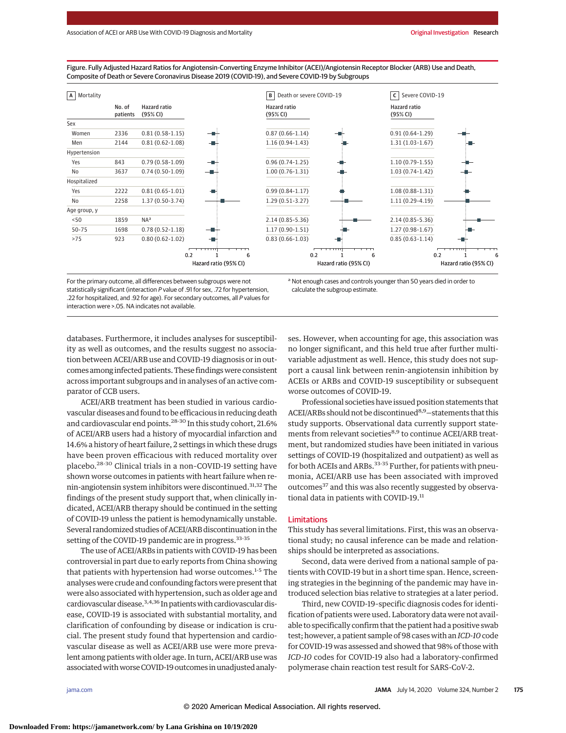Figure. Fully Adjusted Hazard Ratios for Angiotensin-Converting Enzyme Inhibitor (ACEI)/Angiotensin Receptor Blocker (ARB) Use and Death, Composite of Death or Severe Coronavirus Disease 2019 (COVID-19), and Severe COVID-19 by Subgroups

| | No. of patients | A Mortality Hazard ratio (95% CI) | B Death or severe COVID-19 Hazard ratio (95% CI) | C Severe COVID-19 Hazard ratio (95% CI) |
|---|---|---|---|---|
| **Sex** | | | | |
| Women | 2336 | 0.81 (0.58-1.15) | 0.87 (0.66-1.14) | 0.91 (0.64-1.29) |
| Men | 2144 | 0.81 (0.62-1.08) | 1.16 (0.94-1.43) | 1.31 (1.03-1.67) |
| **Hypertension** | | | | |
| Yes | 843 | 0.79 (0.58-1.09) | 0.96 (0.74-1.25) | 1.10 (0.79-1.55) |
| No | 3637 | 0.74 (0.50-1.09) | 1.00 (0.76-1.31) | 1.03 (0.74-1.42) |
| **Hospitalized** | | | | |
| Yes | 2222 | 0.81 (0.65-1.01) | 0.99 (0.84-1.17) | 1.08 (0.88-1.31) |
| No | 2258 | 1.37 (0.50-3.74) | 1.29 (0.51-3.27) | 1.11 (0.29-4.19) |
| **Age group, y** | | | | |
| <50 | 1859 | NA[a] | 2.14 (0.85-5.36) | 2.14 (0.85-5.36) |
| 50-75 | 1698 | 0.78 (0.52-1.18) | 1.17 (0.90-1.51) | 1.27 (0.98-1.67) |
| >75 | 923 | 0.80 (0.62-1.02) | 0.83 (0.66-1.03) | 0.85 (0.63-1.14) |

For the primary outcome, all differences between subgroups were not statistically significant (interaction *P* value of .91 for sex, .72 for hypertension, .22 for hospitalized, and .92 for age). For secondary outcomes, all *P* values for interaction were >.05. NA indicates not available.

[a] Not enough cases and controls younger than 50 years died in order to calculate the subgroup estimate.

databases. Furthermore, it includes analyses for susceptibility as well as outcomes, and the results suggest no association between ACEI/ARB use and COVID-19 diagnosis or in outcomes among infected patients. These findings were consistent across important subgroups and in analyses of an active comparator of CCB users.

ACEI/ARB treatment has been studied in various cardiovascular diseases and found to be efficacious in reducing death and cardiovascular end points.[28-30] In this study cohort, 21.6% of ACEI/ARB users had a history of myocardial infarction and 14.6% a history of heart failure, 2 settings in which these drugs have been proven efficacious with reduced mortality over placebo.[28-30] Clinical trials in a non–COVID-19 setting have shown worse outcomes in patients with heart failure when renin-angiotensin system inhibitors were discontinued.[31,32] The findings of the present study support that, when clinically indicated, ACEI/ARB therapy should be continued in the setting of COVID-19 unless the patient is hemodynamically unstable. Several randomized studies of ACEI/ARB discontinuation in the setting of the COVID-19 pandemic are in progress.[33-35]

The use of ACEI/ARBs in patients with COVID-19 has been controversial in part due to early reports from China showing that patients with hypertension had worse outcomes.[1-5] The analyses were crude and confounding factors were present that were also associated with hypertension, such as older age and cardiovascular disease.[3,4,36] In patients with cardiovascular disease, COVID-19 is associated with substantial mortality, and clarification of confounding by disease or indication is crucial. The present study found that hypertension and cardiovascular disease as well as ACEI/ARB use were more prevalent among patients with older age. In turn, ACEI/ARB use was associated with worse COVID-19 outcomes in unadjusted analyses. However, when accounting for age, this association was no longer significant, and this held true after further multivariable adjustment as well. Hence, this study does not support a causal link between renin-angiotensin inhibition by ACEIs or ARBs and COVID-19 susceptibility or subsequent worse outcomes of COVID-19.

Professional societies have issued position statements that ACEI/ARBs should not be discontinued[8,9]—statements that this study supports. Observational data currently support statements from relevant societies[8,9] to continue ACEI/ARB treatment, but randomized studies have been initiated in various settings of COVID-19 (hospitalized and outpatient) as well as for both ACEIs and ARBs.[33-35] Further, for patients with pneumonia, ACEI/ARB use has been associated with improved outcomes[37] and this was also recently suggested by observational data in patients with COVID-19.[11]

## Limitations

This study has several limitations. First, this was an observational study; no causal inference can be made and relationships should be interpreted as associations.

Second, data were derived from a national sample of patients with COVID-19 but in a short time span. Hence, screening strategies in the beginning of the pandemic may have introduced selection bias relative to strategies at a later period.

Third, new COVID-19–specific diagnosis codes for identification of patients were used. Laboratory data were not available to specifically confirm that the patient had a positive swab test; however, a patient sample of 98 cases with an *ICD-10* code for COVID-19 was assessed and showed that 98% of those with *ICD-10* codes for COVID-19 also had a laboratory-confirmed polymerase chain reaction test result for SARS-CoV-2.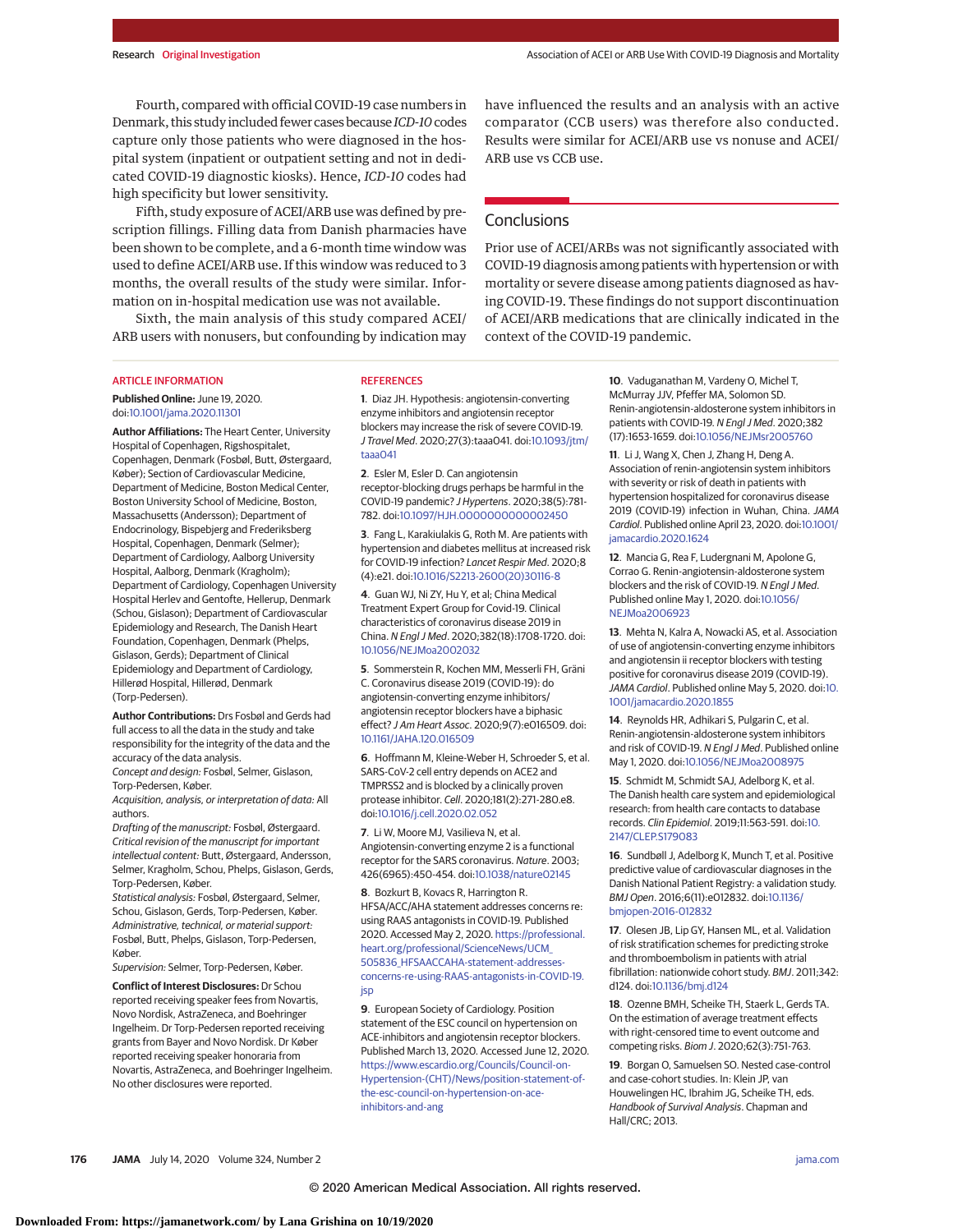Fourth, compared with official COVID-19 case numbers in Denmark, this study included fewer cases because *ICD-10* codes capture only those patients who were diagnosed in the hospital system (inpatient or outpatient setting and not in dedicated COVID-19 diagnostic kiosks). Hence, *ICD-10* codes had high specificity but lower sensitivity.

Fifth, study exposure of ACEI/ARB use was defined by prescription fillings. Filling data from Danish pharmacies have been shown to be complete, and a 6-month time window was used to define ACEI/ARB use. If this window was reduced to 3 months, the overall results of the study were similar. Information on in-hospital medication use was not available.

Sixth, the main analysis of this study compared ACEI/ARB users with nonusers, but confounding by indication may have influenced the results and an analysis with an active comparator (CCB users) was therefore also conducted. Results were similar for ACEI/ARB use vs nonuse and ACEI/ARB use vs CCB use.

## Conclusions

Prior use of ACEI/ARBs was not significantly associated with COVID-19 diagnosis among patients with hypertension or with mortality or severe disease among patients diagnosed as having COVID-19. These findings do not support discontinuation of ACEI/ARB medications that are clinically indicated in the context of the COVID-19 pandemic.

### ARTICLE INFORMATION

**Published Online:** June 19, 2020. doi:10.1001/jama.2020.11301

**Author Affiliations:** The Heart Center, University Hospital of Copenhagen, Rigshospitalet, Copenhagen, Denmark (Fosbøl, Butt, Østergaard, Køber); Section of Cardiovascular Medicine, Department of Medicine, Boston Medical Center, Boston University School of Medicine, Boston, Massachusetts (Andersson); Department of Endocrinology, Bispebjerg and Frederiksberg Hospital, Copenhagen, Denmark (Selmer); Department of Cardiology, Aalborg University Hospital, Aalborg, Denmark (Kragholm); Department of Cardiology, Copenhagen University Hospital Herlev and Gentofte, Hellerup, Denmark (Schou, Gislason); Department of Cardiovascular Epidemiology and Research, The Danish Heart Foundation, Copenhagen, Denmark (Phelps, Gislason, Gerds); Department of Clinical Epidemiology and Department of Cardiology, Hillerød Hospital, Hillerød, Denmark (Torp-Pedersen).

**Author Contributions:** Drs Fosbøl and Gerds had full access to all the data in the study and take responsibility for the integrity of the data and the accuracy of the data analysis.
*Concept and design:* Fosbøl, Selmer, Gislason, Torp-Pedersen, Køber.
*Acquisition, analysis, or interpretation of data:* All authors.
*Drafting of the manuscript:* Fosbøl, Østergaard.
*Critical revision of the manuscript for important intellectual content:* Butt, Østergaard, Andersson, Selmer, Kragholm, Schou, Phelps, Gislason, Gerds, Torp-Pedersen, Køber.
*Statistical analysis:* Fosbøl, Østergaard, Selmer, Schou, Gislason, Gerds, Torp-Pedersen, Køber.
*Administrative, technical, or material support:* Fosbøl, Butt, Phelps, Gislason, Torp-Pedersen, Køber.
*Supervision:* Selmer, Torp-Pedersen, Køber.

**Conflict of Interest Disclosures:** Dr Schou reported receiving speaker fees from Novartis, Novo Nordisk, AstraZeneca, and Boehringer Ingelheim. Dr Torp-Pedersen reported receiving grants from Bayer and Novo Nordisk. Dr Køber reported receiving speaker honoraria from Novartis, AstraZeneca, and Boehringer Ingelheim. No other disclosures were reported.

### REFERENCES

1. Diaz JH. Hypothesis: angiotensin-converting enzyme inhibitors and angiotensin receptor blockers may increase the risk of severe COVID-19. *J Travel Med*. 2020;27(3):taaa041. doi:10.1093/jtm/taaa041

2. Esler M, Esler D. Can angiotensin receptor-blocking drugs perhaps be harmful in the COVID-19 pandemic? *J Hypertens*. 2020;38(5):781-782. doi:10.1097/HJH.0000000000002450

3. Fang L, Karakiulakis G, Roth M. Are patients with hypertension and diabetes mellitus at increased risk for COVID-19 infection? *Lancet Respir Med*. 2020;8(4):e21. doi:10.1016/S2213-2600(20)30116-8

4. Guan WJ, Ni ZY, Hu Y, et al; China Medical Treatment Expert Group for Covid-19. Clinical characteristics of coronavirus disease 2019 in China. *N Engl J Med*. 2020;382(18):1708-1720. doi:10.1056/NEJMoa2002032

5. Sommerstein R, Kochen MM, Messerli FH, Gräni C. Coronavirus disease 2019 (COVID-19): do angiotensin-converting enzyme inhibitors/angiotensin receptor blockers have a biphasic effect? *J Am Heart Assoc*. 2020;9(7):e016509. doi:10.1161/JAHA.120.016509

6. Hoffmann M, Kleine-Weber H, Schroeder S, et al. SARS-CoV-2 cell entry depends on ACE2 and TMPRSS2 and is blocked by a clinically proven protease inhibitor. *Cell*. 2020;181(2):271-280.e8. doi:10.1016/j.cell.2020.02.052

7. Li W, Moore MJ, Vasilieva N, et al. Angiotensin-converting enzyme 2 is a functional receptor for the SARS coronavirus. *Nature*. 2003;426(6965):450-454. doi:10.1038/nature02145

8. Bozkurt B, Kovacs R, Harrington R. HFSA/ACC/AHA statement addresses concerns re: using RAAS antagonists in COVID-19. Published 2020. Accessed May 2, 2020. https://professional.heart.org/professional/ScienceNews/UCM_505836_HFSAACCAHA-statement-addresses-concerns-re-using-RAAS-antagonists-in-COVID-19.jsp

9. European Society of Cardiology. Position statement of the ESC council on hypertension on ACE-inhibitors and angiotensin receptor blockers. Published March 13, 2020. Accessed June 12, 2020. https://www.escardio.org/Councils/Council-on-Hypertension-(CHT)/News/position-statement-of-the-esc-council-on-hypertension-on-ace-inhibitors-and-ang

10. Vaduganathan M, Vardeny O, Michel T, McMurray JJV, Pfeffer MA, Solomon SD. Renin-angiotensin-aldosterone system inhibitors in patients with COVID-19. *N Engl J Med*. 2020;382(17):1653-1659. doi:10.1056/NEJMsr2005760

11. Li J, Wang X, Chen J, Zhang H, Deng A. Association of renin-angiotensin system inhibitors with severity or risk of death in patients with hypertension hospitalized for coronavirus disease 2019 (COVID-19) infection in Wuhan, China. *JAMA Cardiol*. Published online April 23, 2020. doi:10.1001/jamacardio.2020.1624

12. Mancia G, Rea F, Ludergnani M, Apolone G, Corrao G. Renin-angiotensin-aldosterone system blockers and the risk of COVID-19. *N Engl J Med*. Published online May 1, 2020. doi:10.1056/NEJMoa2006923

13. Mehta N, Kalra A, Nowacki AS, et al. Association of use of angiotensin-converting enzyme inhibitors and angiotensin ii receptor blockers with testing positive for coronavirus disease 2019 (COVID-19). *JAMA Cardiol*. Published online May 5, 2020. doi:10.1001/jamacardio.2020.1855

14. Reynolds HR, Adhikari S, Pulgarin C, et al. Renin-angiotensin-aldosterone system inhibitors and risk of COVID-19. *N Engl J Med*. Published online May 1, 2020. doi:10.1056/NEJMoa2008975

15. Schmidt M, Schmidt SAJ, Adelborg K, et al. The Danish health care system and epidemiological research: from health care contacts to database records. *Clin Epidemiol*. 2019;11:563-591. doi:10.2147/CLEP.S179083

16. Sundbøll J, Adelborg K, Munch T, et al. Positive predictive value of cardiovascular diagnoses in the Danish National Patient Registry: a validation study. *BMJ Open*. 2016;6(11):e012832. doi:10.1136/bmjopen-2016-012832

17. Olesen JB, Lip GY, Hansen ML, et al. Validation of risk stratification schemes for predicting stroke and thromboembolism in patients with atrial fibrillation: nationwide cohort study. *BMJ*. 2011;342:d124. doi:10.1136/bmj.d124

18. Ozenne BMH, Scheike TH, Staerk L, Gerds TA. On the estimation of average treatment effects with right-censored time to event outcome and competing risks. *Biom J*. 2020;62(3):751-763.

19. Borgan O, Samuelsen SO. Nested case-control and case-cohort studies. In: Klein JP, van Houwelingen HC, Ibrahim JG, Scheike TH, eds. *Handbook of Survival Analysis*. Chapman and Hall/CRC; 2013.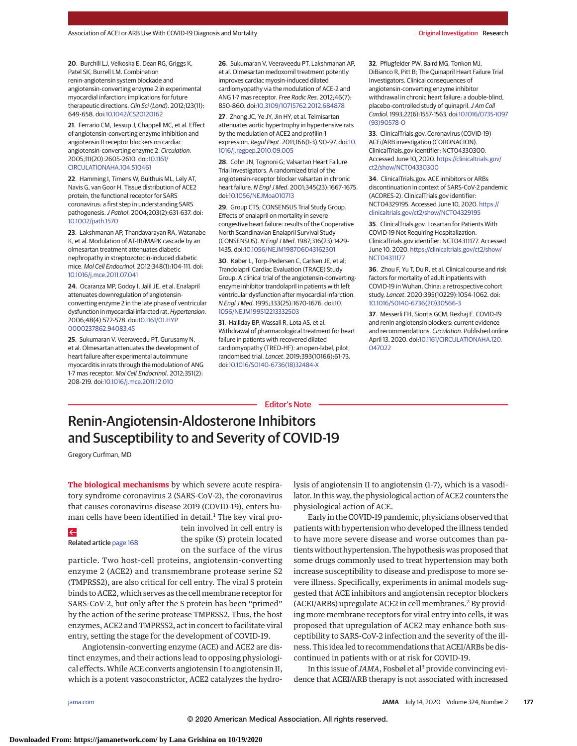20. Burchill LJ, Velkoska E, Dean RG, Griggs K, Patel SK, Burrell LM. Combination renin-angiotensin system blockade and angiotensin-converting enzyme 2 in experimental myocardial infarction: implications for future therapeutic directions. *Clin Sci (Lond)*. 2012;123(11):649-658. doi:10.1042/CS20120162

21. Ferrario CM, Jessup J, Chappell MC, et al. Effect of angiotensin-converting enzyme inhibition and angiotensin II receptor blockers on cardiac angiotensin-converting enzyme 2. *Circulation*. 2005;111(20):2605-2610. doi:10.1161/CIRCULATIONAHA.104.510461

22. Hamming I, Timens W, Bulthuis ML, Lely AT, Navis G, van Goor H. Tissue distribution of ACE2 protein, the functional receptor for SARS coronavirus: a first step in understanding SARS pathogenesis. *J Pathol*. 2004;203(2):631-637. doi:10.1002/path.1570

23. Lakshmanan AP, Thandavarayan RA, Watanabe K, et al. Modulation of AT-1R/MAPK cascade by an olmesartan treatment attenuates diabetic nephropathy in streptozotocin-induced diabetic mice. *Mol Cell Endocrinol*. 2012;348(1):104-111. doi:10.1016/j.mce.2011.07.041

24. Ocaranza MP, Godoy I, Jalil JE, et al. Enalapril attenuates downregulation of angiotensin-converting enzyme 2 in the late phase of ventricular dysfunction in myocardial infarcted rat. *Hypertension*. 2006;48(4):572-578. doi:10.1161/01.HYP.0000237862.94083.45

25. Sukumaran V, Veeraveedu PT, Gurusamy N, et al. Olmesartan attenuates the development of heart failure after experimental autoimmune myocarditis in rats through the modulation of ANG 1-7 mas receptor. *Mol Cell Endocrinol*. 2012;351(2):208-219. doi:10.1016/j.mce.2011.12.010

26. Sukumaran V, Veeraveedu PT, Lakshmanan AP, et al. Olmesartan medoxomil treatment potently improves cardiac myosin-induced dilated cardiomyopathy via the modulation of ACE-2 and ANG 1-7 mas receptor. *Free Radic Res*. 2012;46(7):850-860. doi:10.3109/10715762.2012.684878

27. Zhong JC, Ye JY, Jin HY, et al. Telmisartan attenuates aortic hypertrophy in hypertensive rats by the modulation of ACE2 and profilin-1 expression. *Regul Pept*. 2011;166(1-3):90-97. doi:10.1016/j.regpep.2010.09.005

28. Cohn JN, Tognoni G; Valsartan Heart Failure Trial Investigators. A randomized trial of the angiotensin-receptor blocker valsartan in chronic heart failure. *N Engl J Med*. 2001;345(23):1667-1675. doi:10.1056/NEJMoa010713

29. Group CTS; CONSENSUS Trial Study Group. Effects of enalapril on mortality in severe congestive heart failure: results of the Cooperative North Scandinavian Enalapril Survival Study (CONSENSUS). *N Engl J Med*. 1987;316(23):1429-1435. doi:10.1056/NEJM198706043162301

30. Køber L, Torp-Pedersen C, Carlsen JE, et al; Trandolapril Cardiac Evaluation (TRACE) Study Group. A clinical trial of the angiotensin-converting-enzyme inhibitor trandolapril in patients with left ventricular dysfunction after myocardial infarction. *N Engl J Med*. 1995;333(25):1670-1676. doi:10.1056/NEJM199512213332503

31. Halliday BP, Wassall R, Lota AS, et al. Withdrawal of pharmacological treatment for heart failure in patients with recovered dilated cardiomyopathy (TRED-HF): an open-label, pilot, randomised trial. *Lancet*. 2019;393(10166):61-73. doi:10.1016/S0140-6736(18)32484-X

32. Pflugfelder PW, Baird MG, Tonkon MJ, DiBianco R, Pitt B; The Quinapril Heart Failure Trial Investigators. Clinical consequences of angiotensin-converting enzyme inhibitor withdrawal in chronic heart failure: a double-blind, placebo-controlled study of quinapril. *J Am Coll Cardiol*. 1993;22(6):1557-1563. doi:10.1016/0735-1097(93)90578-O

33. ClinicalTrials.gov. Coronavirus (COVID-19) ACEi/ARB investigation (CORONACION). ClinicalTrials.gov identifier: NCT04330300. Accessed June 10, 2020. https://clinicaltrials.gov/ct2/show/NCT04330300

34. ClinicalTrials.gov. ACE inhibitors or ARBs discontinuation in context of SARS-CoV-2 pandemic (ACORES-2). ClinicalTrials.gov identifier: NCT04329195. Accessed June 10, 2020. https://clinicaltrials.gov/ct2/show/NCT04329195

35. ClinicalTrials.gov. Losartan for Patients With COVID-19 Not Requiring Hospitalization. ClinicalTrials.gov identifier: NCT04311177. Accessed June 10, 2020. https://clinicaltrials.gov/ct2/show/NCT04311177

36. Zhou F, Yu T, Du R, et al. Clinical course and risk factors for mortality of adult inpatients with COVID-19 in Wuhan, China: a retrospective cohort study. *Lancet*. 2020;395(10229):1054-1062. doi:10.1016/S0140-6736(20)30566-3

37. Messerli FH, Siontis GCM, Rexhaj E. COVID-19 and renin angiotensin blockers: current evidence and recommendations. *Circulation*. Published online April 13, 2020. doi:10.1161/CIRCULATIONAHA.120.047022

Editor's Note

# Renin-Angiotensin-Aldosterone Inhibitors and Susceptibility to and Severity of COVID-19

Gregory Curfman, MD

Related article page 168

**The biological mechanisms** by which severe acute respiratory syndrome coronavirus 2 (SARS-CoV-2), the coronavirus that causes coronavirus disease 2019 (COVID-19), enters human cells have been identified in detail.[1] The key viral protein involved in cell entry is the spike (S) protein located on the surface of the virus particle. Two host-cell proteins, angiotensin-converting enzyme 2 (ACE2) and transmembrane protease serine S2 (TMPRSS2), are also critical for cell entry. The viral S protein binds to ACE2, which serves as the cell membrane receptor for SARS-CoV-2, but only after the S protein has been "primed" by the action of the serine protease TMPRSS2. Thus, the host enzymes, ACE2 and TMPRSS2, act in concert to facilitate viral entry, setting the stage for the development of COVID-19.

Angiotensin-converting enzyme (ACE) and ACE2 are distinct enzymes, and their actions lead to opposing physiological effects. While ACE converts angiotensin I to angiotensin II, which is a potent vasoconstrictor, ACE2 catalyzes the hydrolysis of angiotensin II to angiotensin (1-7), which is a vasodilator. In this way, the physiological action of ACE2 counters the physiological action of ACE.

Early in the COVID-19 pandemic, physicians observed that patients with hypertension who developed the illness tended to have more severe disease and worse outcomes than patients without hypertension. The hypothesis was proposed that some drugs commonly used to treat hypertension may both increase susceptibility to disease and predispose to more severe illness. Specifically, experiments in animal models suggested that ACE inhibitors and angiotensin receptor blockers (ACEI/ARBs) upregulate ACE2 in cell membranes.[2] By providing more membrane receptors for viral entry into cells, it was proposed that upregulation of ACE2 may enhance both susceptibility to SARS-CoV-2 infection and the severity of the illness. This idea led to recommendations that ACEI/ARBs be discontinued in patients with or at risk for COVID-19.

In this issue of *JAMA*, Fosbøl et al[3] provide convincing evidence that ACEI/ARB therapy is not associated with increased